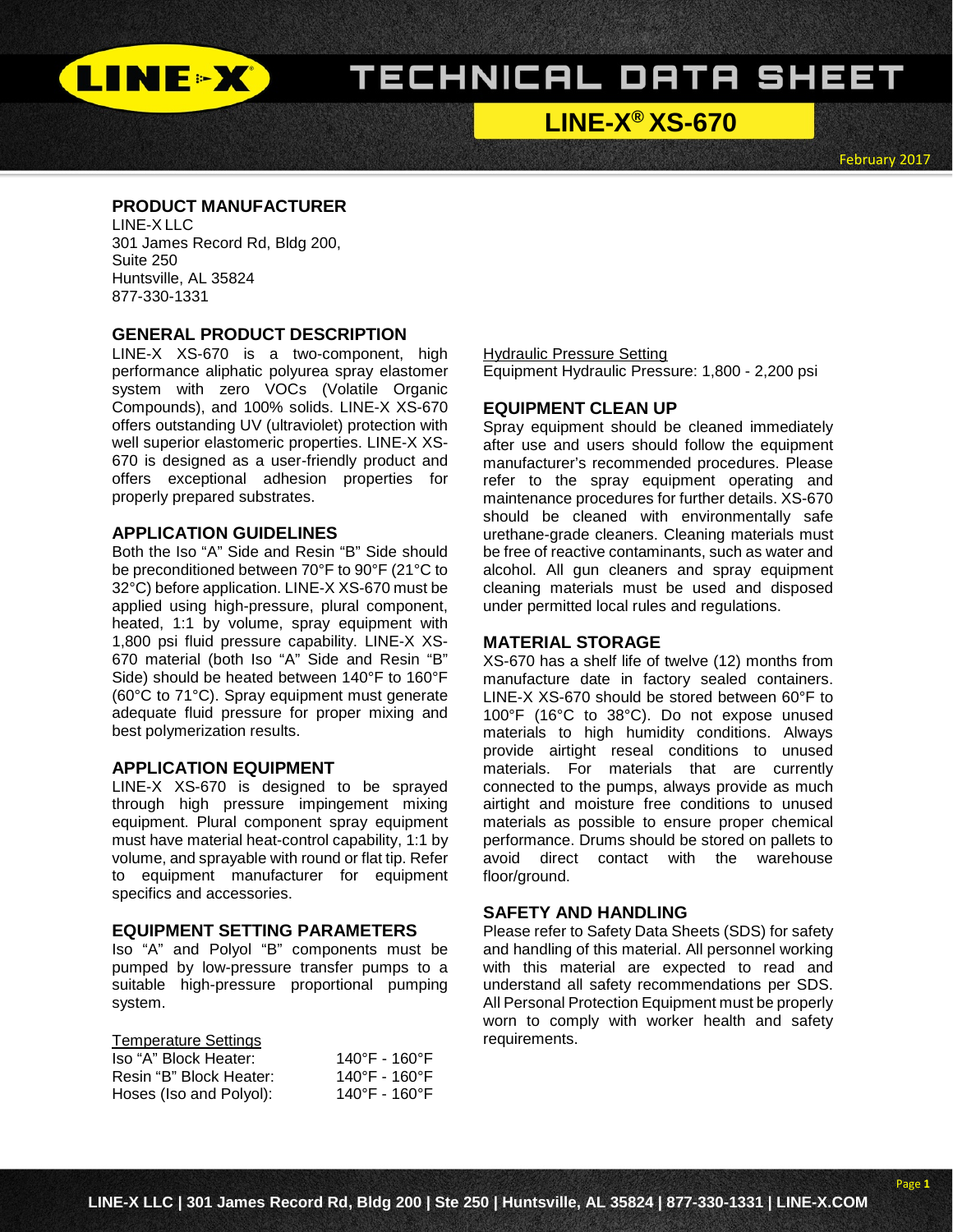# TECHNICAL DATA SHEET

## LINE-X® XS-670

February 2017

### PRODUCT MANUFACTURER

LINE-X LLC
301 James Record Rd, Bldg 200,
Suite 250
Huntsville, AL 35824
877-330-1331

### GENERAL PRODUCT DESCRIPTION

LINE-X XS-670 is a two-component, high performance aliphatic polyurea spray elastomer system with zero VOCs (Volatile Organic Compounds), and 100% solids. LINE-X XS-670 offers outstanding UV (ultraviolet) protection with well superior elastomeric properties. LINE-X XS-670 is designed as a user-friendly product and offers exceptional adhesion properties for properly prepared substrates.

### APPLICATION GUIDELINES

Both the Iso "A" Side and Resin "B" Side should be preconditioned between 70°F to 90°F (21°C to 32°C) before application. LINE-X XS-670 must be applied using high-pressure, plural component, heated, 1:1 by volume, spray equipment with 1,800 psi fluid pressure capability. LINE-X XS-670 material (both Iso "A" Side and Resin "B" Side) should be heated between 140°F to 160°F (60°C to 71°C). Spray equipment must generate adequate fluid pressure for proper mixing and best polymerization results.

### APPLICATION EQUIPMENT

LINE-X XS-670 is designed to be sprayed through high pressure impingement mixing equipment. Plural component spray equipment must have material heat-control capability, 1:1 by volume, and sprayable with round or flat tip. Refer to equipment manufacturer for equipment specifics and accessories.

### EQUIPMENT SETTING PARAMETERS

Iso "A" and Polyol "B" components must be pumped by low-pressure transfer pumps to a suitable high-pressure proportional pumping system.

Temperature Settings

| | |
|---|---|
| Iso "A" Block Heater: | 140°F - 160°F |
| Resin "B" Block Heater: | 140°F - 160°F |
| Hoses (Iso and Polyol): | 140°F - 160°F |

Hydraulic Pressure Setting

Equipment Hydraulic Pressure: 1,800 - 2,200 psi

### EQUIPMENT CLEAN UP

Spray equipment should be cleaned immediately after use and users should follow the equipment manufacturer's recommended procedures. Please refer to the spray equipment operating and maintenance procedures for further details. XS-670 should be cleaned with environmentally safe urethane-grade cleaners. Cleaning materials must be free of reactive contaminants, such as water and alcohol. All gun cleaners and spray equipment cleaning materials must be used and disposed under permitted local rules and regulations.

### MATERIAL STORAGE

XS-670 has a shelf life of twelve (12) months from manufacture date in factory sealed containers. LINE-X XS-670 should be stored between 60°F to 100°F (16°C to 38°C). Do not expose unused materials to high humidity conditions. Always provide airtight reseal conditions to unused materials. For materials that are currently connected to the pumps, always provide as much airtight and moisture free conditions to unused materials as possible to ensure proper chemical performance. Drums should be stored on pallets to avoid direct contact with the warehouse floor/ground.

### SAFETY AND HANDLING

Please refer to Safety Data Sheets (SDS) for safety and handling of this material. All personnel working with this material are expected to read and understand all safety recommendations per SDS. All Personal Protection Equipment must be properly worn to comply with worker health and safety requirements.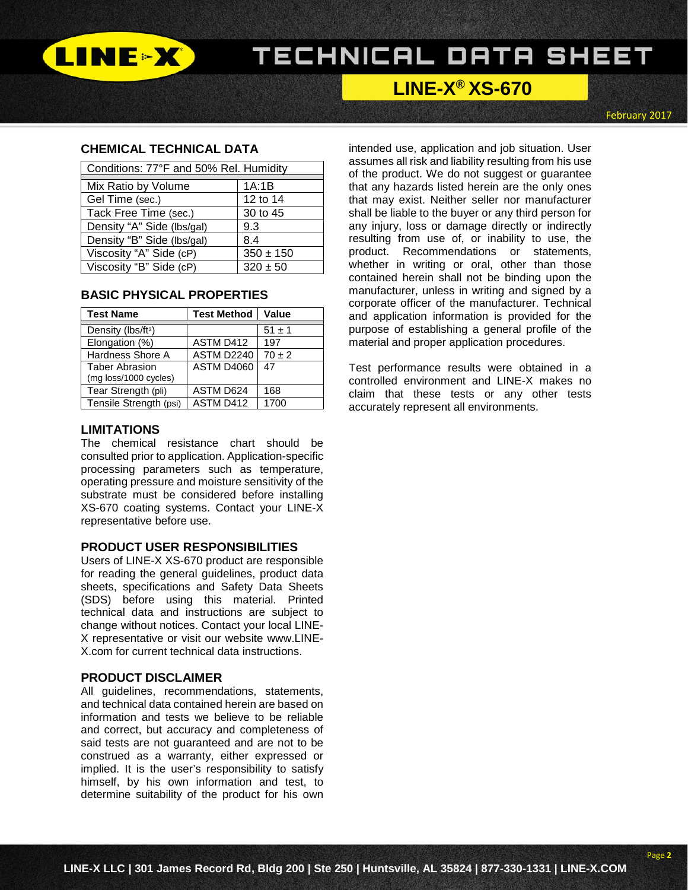# TECHNICAL DATA SHEET

## LINE-X® XS-670

February 2017

### CHEMICAL TECHNICAL DATA

| Conditions: 77°F and 50% Rel. Humidity | |
|---|---|
| Mix Ratio by Volume | 1A:1B |
| Gel Time (sec.) | 12 to 14 |
| Tack Free Time (sec.) | 30 to 45 |
| Density "A" Side (lbs/gal) | 9.3 |
| Density "B" Side (lbs/gal) | 8.4 |
| Viscosity "A" Side (cP) | 350 ± 150 |
| Viscosity "B" Side (cP) | 320 ± 50 |

### BASIC PHYSICAL PROPERTIES

| Test Name | Test Method | Value |
|---|---|---|
| Density (lbs/ft³) | | 51 ± 1 |
| Elongation (%) | ASTM D412 | 197 |
| Hardness Shore A | ASTM D2240 | 70 ± 2 |
| Taber Abrasion (mg loss/1000 cycles) | ASTM D4060 | 47 |
| Tear Strength (pli) | ASTM D624 | 168 |
| Tensile Strength (psi) | ASTM D412 | 1700 |

### LIMITATIONS

The chemical resistance chart should be consulted prior to application. Application-specific processing parameters such as temperature, operating pressure and moisture sensitivity of the substrate must be considered before installing XS-670 coating systems. Contact your LINE-X representative before use.

### PRODUCT USER RESPONSIBILITIES

Users of LINE-X XS-670 product are responsible for reading the general guidelines, product data sheets, specifications and Safety Data Sheets (SDS) before using this material. Printed technical data and instructions are subject to change without notices. Contact your local LINE-X representative or visit our website www.LINE-X.com for current technical data instructions.

### PRODUCT DISCLAIMER

All guidelines, recommendations, statements, and technical data contained herein are based on information and tests we believe to be reliable and correct, but accuracy and completeness of said tests are not guaranteed and are not to be construed as a warranty, either expressed or implied. It is the user's responsibility to satisfy himself, by his own information and test, to determine suitability of the product for his own intended use, application and job situation. User assumes all risk and liability resulting from his use of the product. We do not suggest or guarantee that any hazards listed herein are the only ones that may exist. Neither seller nor manufacturer shall be liable to the buyer or any third person for any injury, loss or damage directly or indirectly resulting from use of, or inability to use, the product. Recommendations or statements, whether in writing or oral, other than those contained herein shall not be binding upon the manufacturer, unless in writing and signed by a corporate officer of the manufacturer. Technical and application information is provided for the purpose of establishing a general profile of the material and proper application procedures.

Test performance results were obtained in a controlled environment and LINE-X makes no claim that these tests or any other tests accurately represent all environments.

LINE-X LLC | 301 James Record Rd, Bldg 200 | Ste 250 | Huntsville, AL 35824 | 877-330-1331 | LINE-X.COM